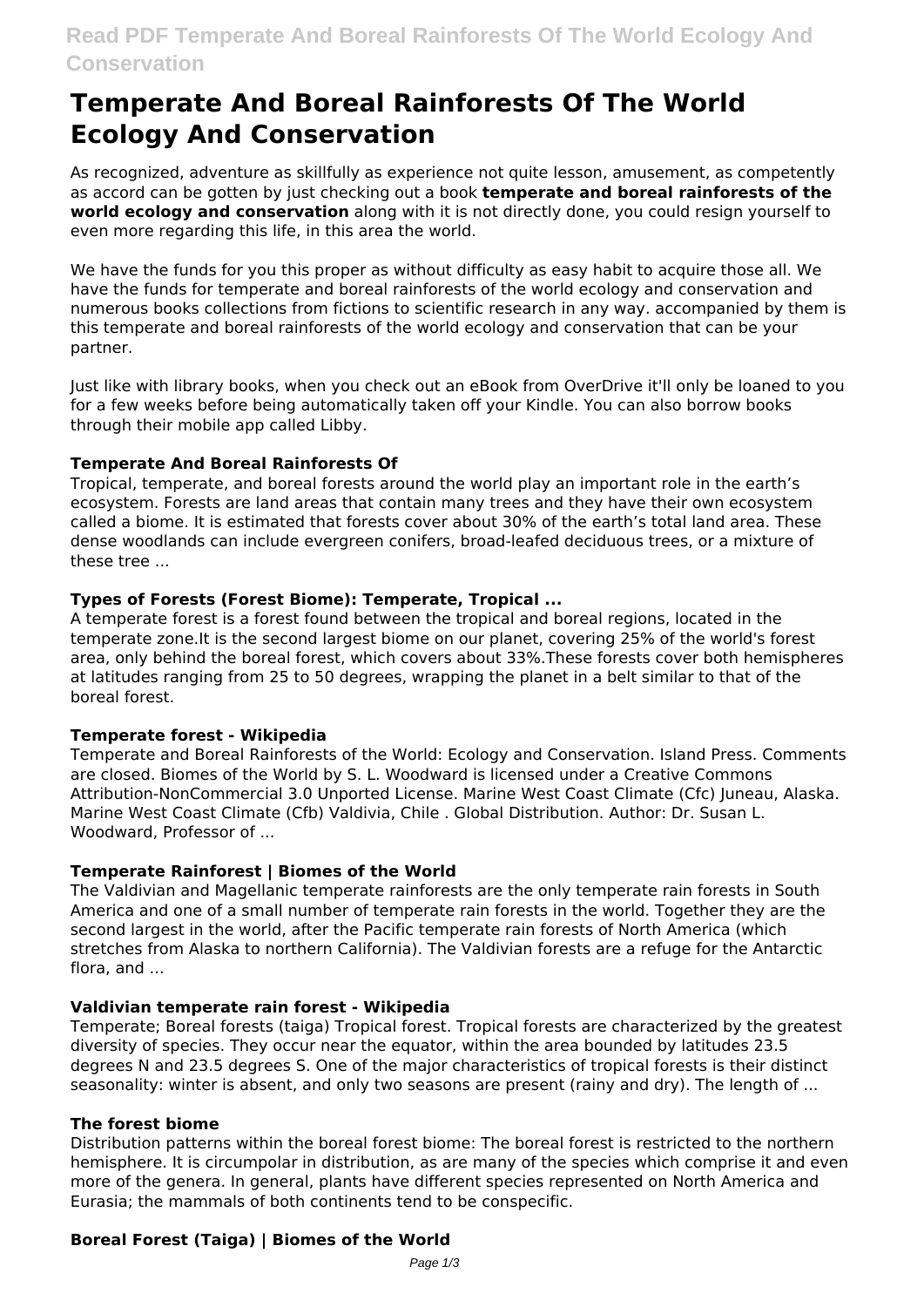# Temperate And Boreal Rainforests Of The World Ecology And Conservation

As recognized, adventure as skillfully as experience not quite lesson, amusement, as competently as accord can be gotten by just checking out a book **temperate and boreal rainforests of the world ecology and conservation** along with it is not directly done, you could resign yourself to even more regarding this life, in this area the world.

We have the funds for you this proper as without difficulty as easy habit to acquire those all. We have the funds for temperate and boreal rainforests of the world ecology and conservation and numerous books collections from fictions to scientific research in any way. accompanied by them is this temperate and boreal rainforests of the world ecology and conservation that can be your partner.

Just like with library books, when you check out an eBook from OverDrive it'll only be loaned to you for a few weeks before being automatically taken off your Kindle. You can also borrow books through their mobile app called Libby.

### Temperate And Boreal Rainforests Of

Tropical, temperate, and boreal forests around the world play an important role in the earth's ecosystem. Forests are land areas that contain many trees and they have their own ecosystem called a biome. It is estimated that forests cover about 30% of the earth's total land area. These dense woodlands can include evergreen conifers, broad-leafed deciduous trees, or a mixture of these tree ...

### Types of Forests (Forest Biome): Temperate, Tropical ...

A temperate forest is a forest found between the tropical and boreal regions, located in the temperate zone.It is the second largest biome on our planet, covering 25% of the world's forest area, only behind the boreal forest, which covers about 33%.These forests cover both hemispheres at latitudes ranging from 25 to 50 degrees, wrapping the planet in a belt similar to that of the boreal forest.

### Temperate forest - Wikipedia

Temperate and Boreal Rainforests of the World: Ecology and Conservation. Island Press. Comments are closed. Biomes of the World by S. L. Woodward is licensed under a Creative Commons Attribution-NonCommercial 3.0 Unported License. Marine West Coast Climate (Cfc) Juneau, Alaska. Marine West Coast Climate (Cfb) Valdivia, Chile . Global Distribution. Author: Dr. Susan L. Woodward, Professor of ...

### Temperate Rainforest | Biomes of the World

The Valdivian and Magellanic temperate rainforests are the only temperate rain forests in South America and one of a small number of temperate rain forests in the world. Together they are the second largest in the world, after the Pacific temperate rain forests of North America (which stretches from Alaska to northern California). The Valdivian forests are a refuge for the Antarctic flora, and ...

### Valdivian temperate rain forest - Wikipedia

Temperate; Boreal forests (taiga) Tropical forest. Tropical forests are characterized by the greatest diversity of species. They occur near the equator, within the area bounded by latitudes 23.5 degrees N and 23.5 degrees S. One of the major characteristics of tropical forests is their distinct seasonality: winter is absent, and only two seasons are present (rainy and dry). The length of ...

### The forest biome

Distribution patterns within the boreal forest biome: The boreal forest is restricted to the northern hemisphere. It is circumpolar in distribution, as are many of the species which comprise it and even more of the genera. In general, plants have different species represented on North America and Eurasia; the mammals of both continents tend to be conspecific.

### Boreal Forest (Taiga) | Biomes of the World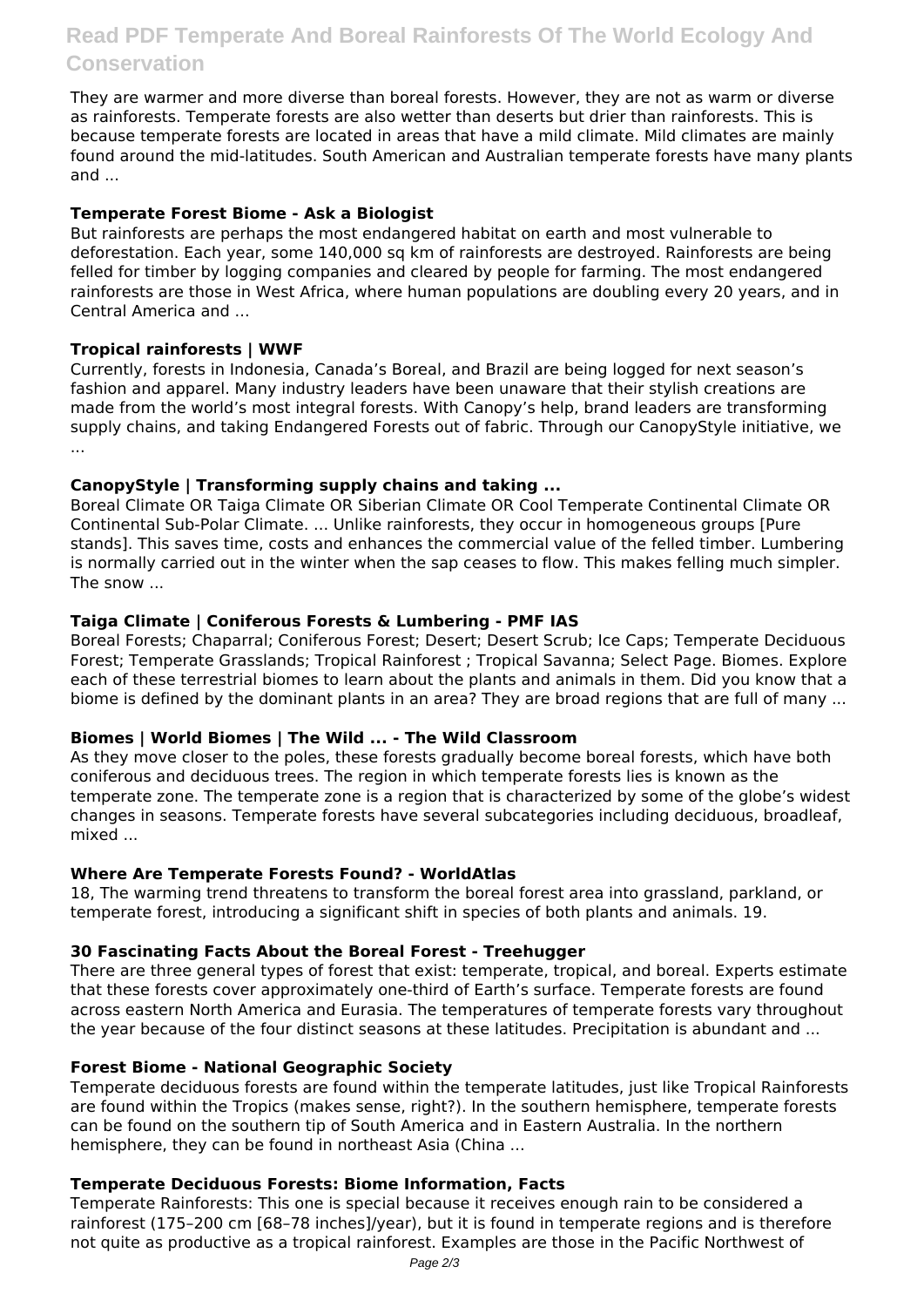They are warmer and more diverse than boreal forests. However, they are not as warm or diverse as rainforests. Temperate forests are also wetter than deserts but drier than rainforests. This is because temperate forests are located in areas that have a mild climate. Mild climates are mainly found around the mid-latitudes. South American and Australian temperate forests have many plants and ...

### Temperate Forest Biome - Ask a Biologist

But rainforests are perhaps the most endangered habitat on earth and most vulnerable to deforestation. Each year, some 140,000 sq km of rainforests are destroyed. Rainforests are being felled for timber by logging companies and cleared by people for farming. The most endangered rainforests are those in West Africa, where human populations are doubling every 20 years, and in Central America and ...

### Tropical rainforests | WWF

Currently, forests in Indonesia, Canada's Boreal, and Brazil are being logged for next season's fashion and apparel. Many industry leaders have been unaware that their stylish creations are made from the world's most integral forests. With Canopy's help, brand leaders are transforming supply chains, and taking Endangered Forests out of fabric. Through our CanopyStyle initiative, we ...

### CanopyStyle | Transforming supply chains and taking ...

Boreal Climate OR Taiga Climate OR Siberian Climate OR Cool Temperate Continental Climate OR Continental Sub-Polar Climate. ... Unlike rainforests, they occur in homogeneous groups [Pure stands]. This saves time, costs and enhances the commercial value of the felled timber. Lumbering is normally carried out in the winter when the sap ceases to flow. This makes felling much simpler. The snow ...

### Taiga Climate | Coniferous Forests & Lumbering - PMF IAS

Boreal Forests; Chaparral; Coniferous Forest; Desert; Desert Scrub; Ice Caps; Temperate Deciduous Forest; Temperate Grasslands; Tropical Rainforest ; Tropical Savanna; Select Page. Biomes. Explore each of these terrestrial biomes to learn about the plants and animals in them. Did you know that a biome is defined by the dominant plants in an area? They are broad regions that are full of many ...

### Biomes | World Biomes | The Wild ... - The Wild Classroom

As they move closer to the poles, these forests gradually become boreal forests, which have both coniferous and deciduous trees. The region in which temperate forests lies is known as the temperate zone. The temperate zone is a region that is characterized by some of the globe's widest changes in seasons. Temperate forests have several subcategories including deciduous, broadleaf, mixed ...

### Where Are Temperate Forests Found? - WorldAtlas

18, The warming trend threatens to transform the boreal forest area into grassland, parkland, or temperate forest, introducing a significant shift in species of both plants and animals. 19.

### 30 Fascinating Facts About the Boreal Forest - Treehugger

There are three general types of forest that exist: temperate, tropical, and boreal. Experts estimate that these forests cover approximately one-third of Earth's surface. Temperate forests are found across eastern North America and Eurasia. The temperatures of temperate forests vary throughout the year because of the four distinct seasons at these latitudes. Precipitation is abundant and ...

### Forest Biome - National Geographic Society

Temperate deciduous forests are found within the temperate latitudes, just like Tropical Rainforests are found within the Tropics (makes sense, right?). In the southern hemisphere, temperate forests can be found on the southern tip of South America and in Eastern Australia. In the northern hemisphere, they can be found in northeast Asia (China ...

### Temperate Deciduous Forests: Biome Information, Facts

Temperate Rainforests: This one is special because it receives enough rain to be considered a rainforest (175–200 cm [68–78 inches]/year), but it is found in temperate regions and is therefore not quite as productive as a tropical rainforest. Examples are those in the Pacific Northwest of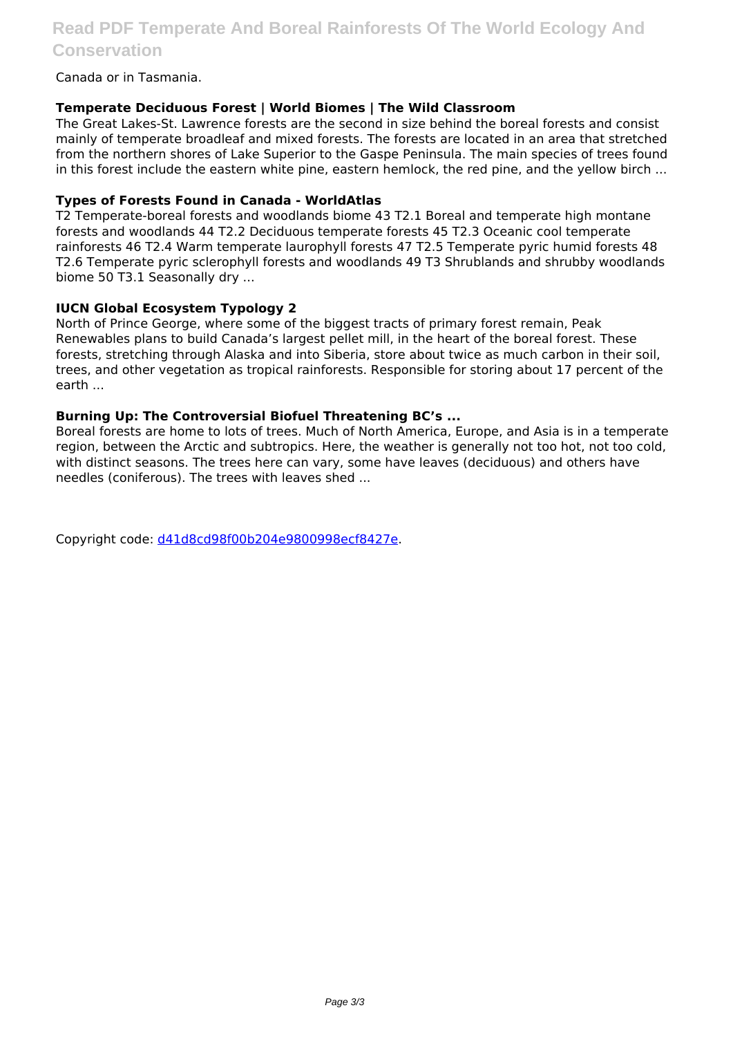Canada or in Tasmania.

**Temperate Deciduous Forest | World Biomes | The Wild Classroom**

The Great Lakes-St. Lawrence forests are the second in size behind the boreal forests and consist mainly of temperate broadleaf and mixed forests. The forests are located in an area that stretched from the northern shores of Lake Superior to the Gaspe Peninsula. The main species of trees found in this forest include the eastern white pine, eastern hemlock, the red pine, and the yellow birch ...

**Types of Forests Found in Canada - WorldAtlas**

T2 Temperate-boreal forests and woodlands biome 43 T2.1 Boreal and temperate high montane forests and woodlands 44 T2.2 Deciduous temperate forests 45 T2.3 Oceanic cool temperate rainforests 46 T2.4 Warm temperate laurophyll forests 47 T2.5 Temperate pyric humid forests 48 T2.6 Temperate pyric sclerophyll forests and woodlands 49 T3 Shrublands and shrubby woodlands biome 50 T3.1 Seasonally dry ...

**IUCN Global Ecosystem Typology 2**

North of Prince George, where some of the biggest tracts of primary forest remain, Peak Renewables plans to build Canada's largest pellet mill, in the heart of the boreal forest. These forests, stretching through Alaska and into Siberia, store about twice as much carbon in their soil, trees, and other vegetation as tropical rainforests. Responsible for storing about 17 percent of the earth ...

**Burning Up: The Controversial Biofuel Threatening BC's ...**

Boreal forests are home to lots of trees. Much of North America, Europe, and Asia is in a temperate region, between the Arctic and subtropics. Here, the weather is generally not too hot, not too cold, with distinct seasons. The trees here can vary, some have leaves (deciduous) and others have needles (coniferous). The trees with leaves shed ...

Copyright code: d41d8cd98f00b204e9800998ecf8427e.